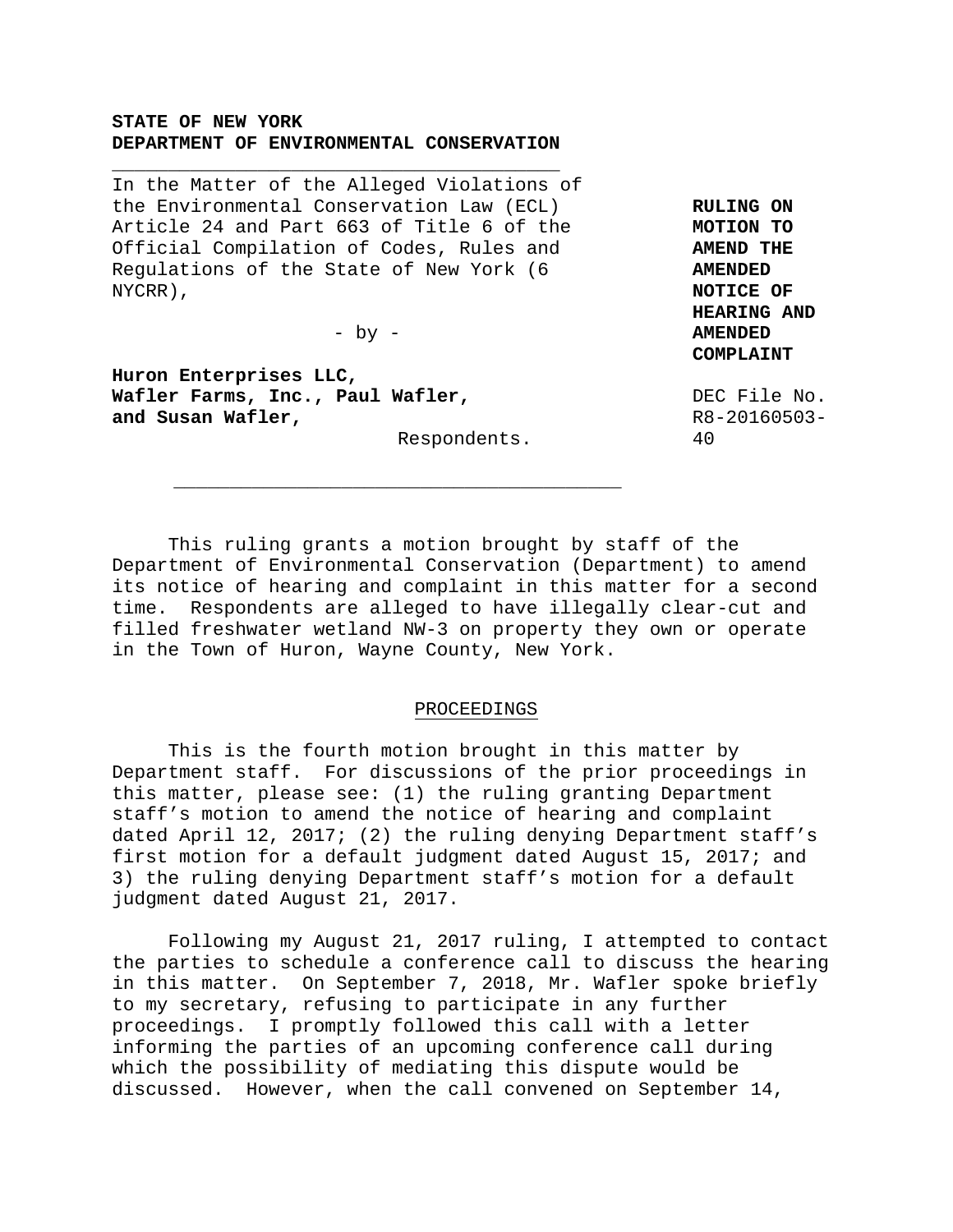**STATE OF NEW YORK**
**DEPARTMENT OF ENVIRONMENTAL CONSERVATION**

In the Matter of the Alleged Violations of the Environmental Conservation Law (ECL) Article 24 and Part 663 of Title 6 of the Official Compilation of Codes, Rules and Regulations of the State of New York (6 NYCRR),

- by -

**Huron Enterprises LLC,**
**Wafler Farms, Inc., Paul Wafler, and Susan Wafler,**

Respondents.

**RULING ON MOTION TO AMEND THE AMENDED NOTICE OF HEARING AND AMENDED COMPLAINT**

DEC File No. R8-20160503-40

This ruling grants a motion brought by staff of the Department of Environmental Conservation (Department) to amend its notice of hearing and complaint in this matter for a second time. Respondents are alleged to have illegally clear-cut and filled freshwater wetland NW-3 on property they own or operate in the Town of Huron, Wayne County, New York.

## PROCEEDINGS

This is the fourth motion brought in this matter by Department staff. For discussions of the prior proceedings in this matter, please see: (1) the ruling granting Department staff's motion to amend the notice of hearing and complaint dated April 12, 2017; (2) the ruling denying Department staff's first motion for a default judgment dated August 15, 2017; and 3) the ruling denying Department staff's motion for a default judgment dated August 21, 2017.

Following my August 21, 2017 ruling, I attempted to contact the parties to schedule a conference call to discuss the hearing in this matter. On September 7, 2018, Mr. Wafler spoke briefly to my secretary, refusing to participate in any further proceedings. I promptly followed this call with a letter informing the parties of an upcoming conference call during which the possibility of mediating this dispute would be discussed. However, when the call convened on September 14,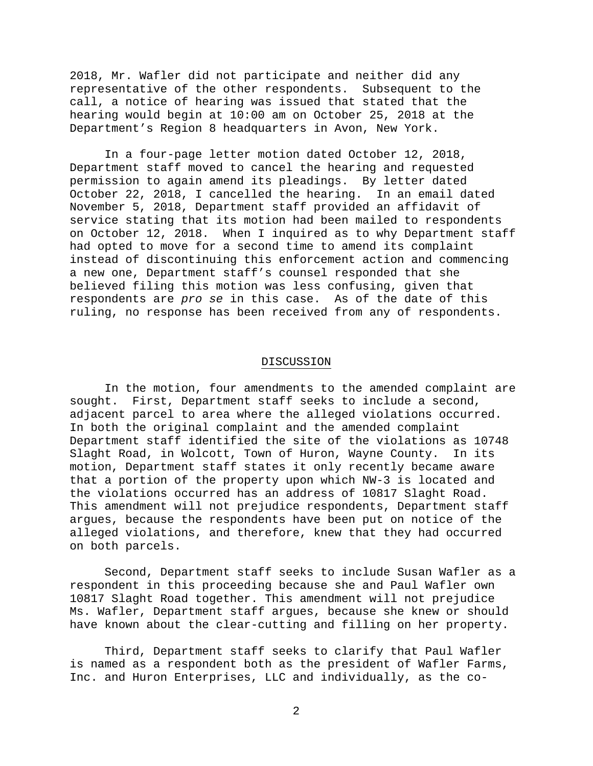2018, Mr. Wafler did not participate and neither did any representative of the other respondents. Subsequent to the call, a notice of hearing was issued that stated that the hearing would begin at 10:00 am on October 25, 2018 at the Department's Region 8 headquarters in Avon, New York.

In a four-page letter motion dated October 12, 2018, Department staff moved to cancel the hearing and requested permission to again amend its pleadings. By letter dated October 22, 2018, I cancelled the hearing. In an email dated November 5, 2018, Department staff provided an affidavit of service stating that its motion had been mailed to respondents on October 12, 2018. When I inquired as to why Department staff had opted to move for a second time to amend its complaint instead of discontinuing this enforcement action and commencing a new one, Department staff's counsel responded that she believed filing this motion was less confusing, given that respondents are *pro se* in this case. As of the date of this ruling, no response has been received from any of respondents.

## DISCUSSION

In the motion, four amendments to the amended complaint are sought. First, Department staff seeks to include a second, adjacent parcel to area where the alleged violations occurred. In both the original complaint and the amended complaint Department staff identified the site of the violations as 10748 Slaght Road, in Wolcott, Town of Huron, Wayne County. In its motion, Department staff states it only recently became aware that a portion of the property upon which NW-3 is located and the violations occurred has an address of 10817 Slaght Road. This amendment will not prejudice respondents, Department staff argues, because the respondents have been put on notice of the alleged violations, and therefore, knew that they had occurred on both parcels.

Second, Department staff seeks to include Susan Wafler as a respondent in this proceeding because she and Paul Wafler own 10817 Slaght Road together. This amendment will not prejudice Ms. Wafler, Department staff argues, because she knew or should have known about the clear-cutting and filling on her property.

Third, Department staff seeks to clarify that Paul Wafler is named as a respondent both as the president of Wafler Farms, Inc. and Huron Enterprises, LLC and individually, as the co-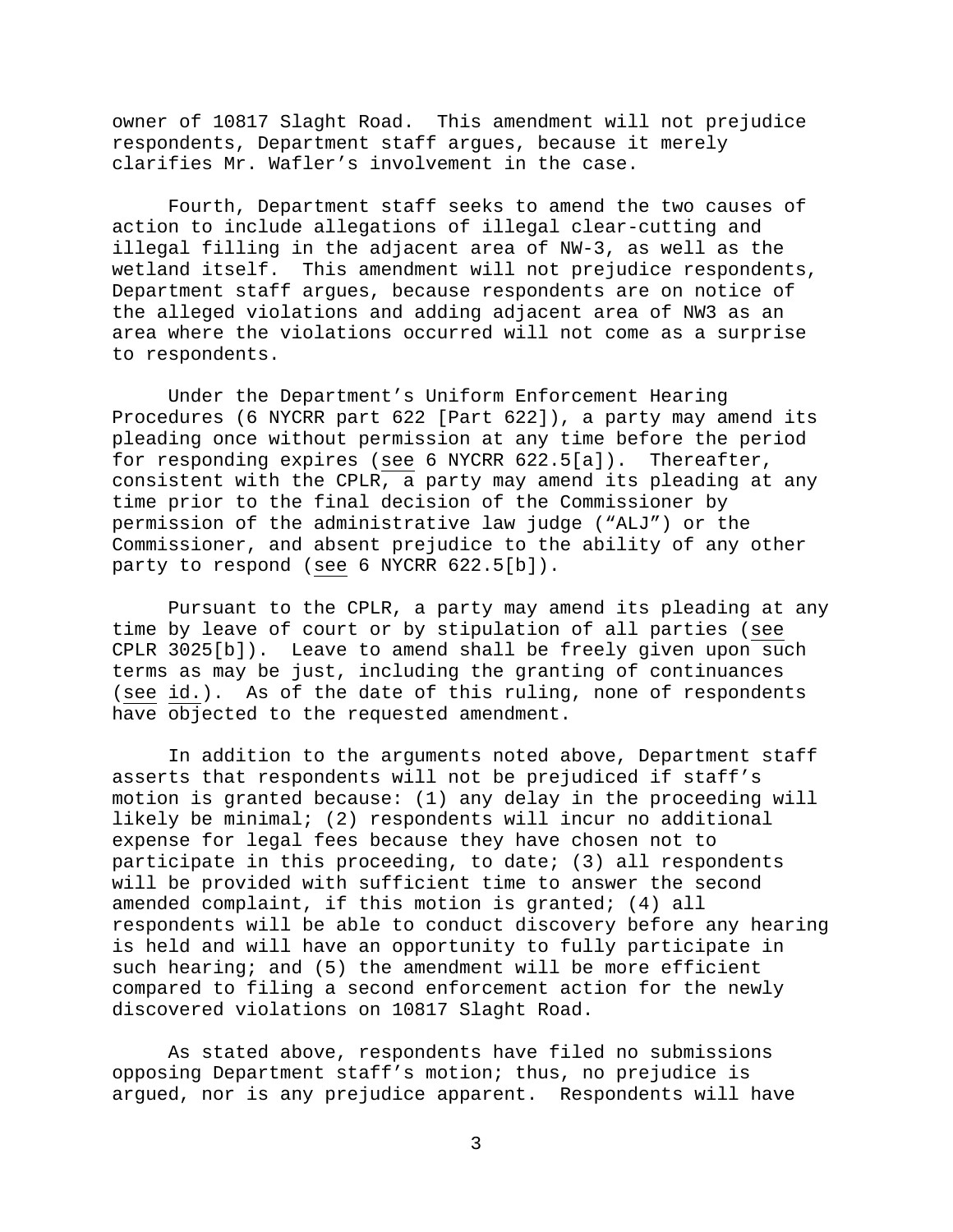owner of 10817 Slaght Road. This amendment will not prejudice respondents, Department staff argues, because it merely clarifies Mr. Wafler's involvement in the case.

Fourth, Department staff seeks to amend the two causes of action to include allegations of illegal clear-cutting and illegal filling in the adjacent area of NW-3, as well as the wetland itself. This amendment will not prejudice respondents, Department staff argues, because respondents are on notice of the alleged violations and adding adjacent area of NW3 as an area where the violations occurred will not come as a surprise to respondents.

Under the Department's Uniform Enforcement Hearing Procedures (6 NYCRR part 622 [Part 622]), a party may amend its pleading once without permission at any time before the period for responding expires (see 6 NYCRR 622.5[a]). Thereafter, consistent with the CPLR, a party may amend its pleading at any time prior to the final decision of the Commissioner by permission of the administrative law judge ("ALJ") or the Commissioner, and absent prejudice to the ability of any other party to respond (see 6 NYCRR 622.5[b]).

Pursuant to the CPLR, a party may amend its pleading at any time by leave of court or by stipulation of all parties (see CPLR 3025[b]). Leave to amend shall be freely given upon such terms as may be just, including the granting of continuances (see id.). As of the date of this ruling, none of respondents have objected to the requested amendment.

In addition to the arguments noted above, Department staff asserts that respondents will not be prejudiced if staff's motion is granted because: (1) any delay in the proceeding will likely be minimal; (2) respondents will incur no additional expense for legal fees because they have chosen not to participate in this proceeding, to date; (3) all respondents will be provided with sufficient time to answer the second amended complaint, if this motion is granted; (4) all respondents will be able to conduct discovery before any hearing is held and will have an opportunity to fully participate in such hearing; and (5) the amendment will be more efficient compared to filing a second enforcement action for the newly discovered violations on 10817 Slaght Road.

As stated above, respondents have filed no submissions opposing Department staff's motion; thus, no prejudice is argued, nor is any prejudice apparent. Respondents will have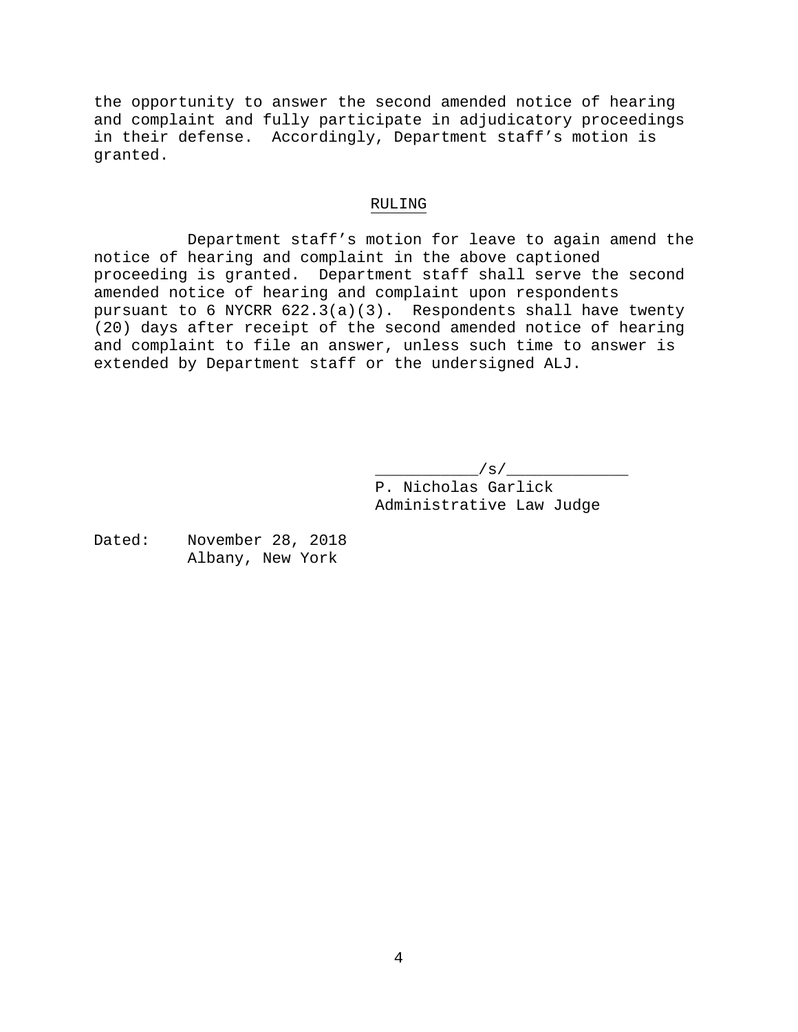the opportunity to answer the second amended notice of hearing and complaint and fully participate in adjudicatory proceedings in their defense. Accordingly, Department staff's motion is granted.

## RULING

Department staff's motion for leave to again amend the notice of hearing and complaint in the above captioned proceeding is granted. Department staff shall serve the second amended notice of hearing and complaint upon respondents pursuant to 6 NYCRR 622.3(a)(3). Respondents shall have twenty (20) days after receipt of the second amended notice of hearing and complaint to file an answer, unless such time to answer is extended by Department staff or the undersigned ALJ.

___________/s/_____________
P. Nicholas Garlick
Administrative Law Judge

Dated: November 28, 2018
Albany, New York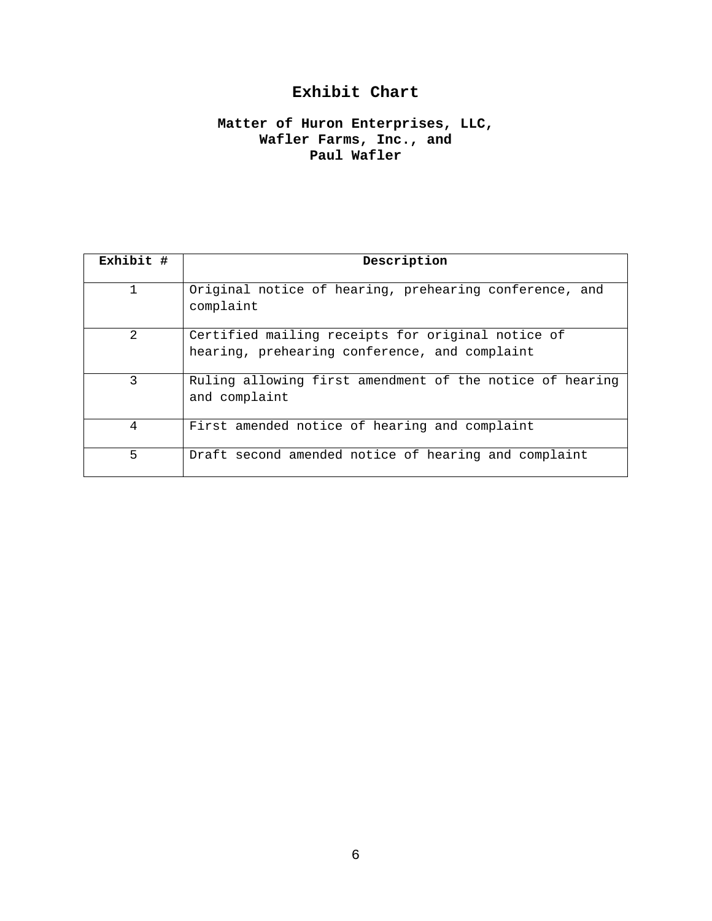# Exhibit Chart

## Matter of Huron Enterprises, LLC, Wafler Farms, Inc., and Paul Wafler

| Exhibit # | Description |
|---|---|
| 1 | Original notice of hearing, prehearing conference, and complaint |
| 2 | Certified mailing receipts for original notice of hearing, prehearing conference, and complaint |
| 3 | Ruling allowing first amendment of the notice of hearing and complaint |
| 4 | First amended notice of hearing and complaint |
| 5 | Draft second amended notice of hearing and complaint |